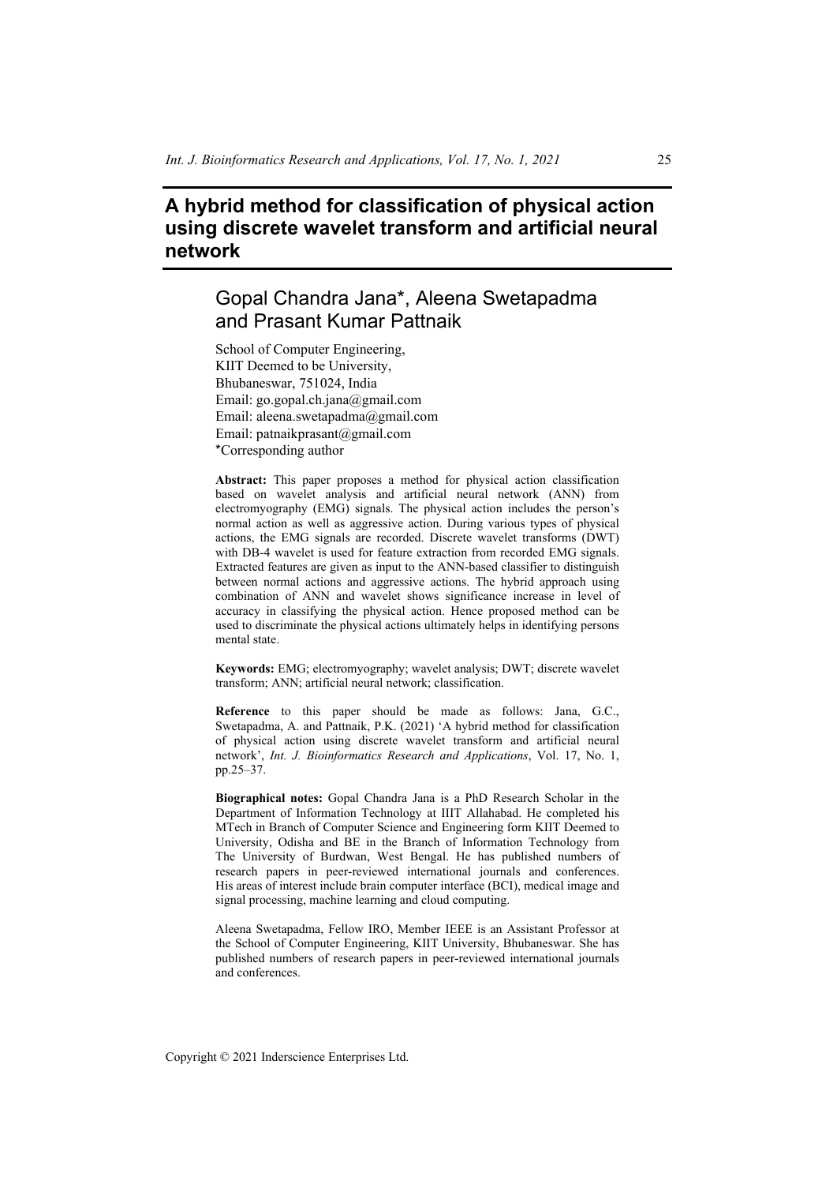# A hybrid method for classification of physical action using discrete wavelet transform and artificial neural network

## Gopal Chandra Jana*, Aleena Swetapadma and Prasant Kumar Pattnaik

School of Computer Engineering,
KIIT Deemed to be University,
Bhubaneswar, 751024, India
Email: go.gopal.ch.jana@gmail.com
Email: aleena.swetapadma@gmail.com
Email: patnaikprasant@gmail.com
*Corresponding author

**Abstract:** This paper proposes a method for physical action classification based on wavelet analysis and artificial neural network (ANN) from electromyography (EMG) signals. The physical action includes the person's normal action as well as aggressive action. During various types of physical actions, the EMG signals are recorded. Discrete wavelet transforms (DWT) with DB-4 wavelet is used for feature extraction from recorded EMG signals. Extracted features are given as input to the ANN-based classifier to distinguish between normal actions and aggressive actions. The hybrid approach using combination of ANN and wavelet shows significance increase in level of accuracy in classifying the physical action. Hence proposed method can be used to discriminate the physical actions ultimately helps in identifying persons mental state.

**Keywords:** EMG; electromyography; wavelet analysis; DWT; discrete wavelet transform; ANN; artificial neural network; classification.

**Reference** to this paper should be made as follows: Jana, G.C., Swetapadma, A. and Pattnaik, P.K. (2021) 'A hybrid method for classification of physical action using discrete wavelet transform and artificial neural network', *Int. J. Bioinformatics Research and Applications*, Vol. 17, No. 1, pp.25–37.

**Biographical notes:** Gopal Chandra Jana is a PhD Research Scholar in the Department of Information Technology at IIIT Allahabad. He completed his MTech in Branch of Computer Science and Engineering form KIIT Deemed to University, Odisha and BE in the Branch of Information Technology from The University of Burdwan, West Bengal. He has published numbers of research papers in peer-reviewed international journals and conferences. His areas of interest include brain computer interface (BCI), medical image and signal processing, machine learning and cloud computing.

Aleena Swetapadma, Fellow IRO, Member IEEE is an Assistant Professor at the School of Computer Engineering, KIIT University, Bhubaneswar. She has published numbers of research papers in peer-reviewed international journals and conferences.

Copyright © 2021 Inderscience Enterprises Ltd.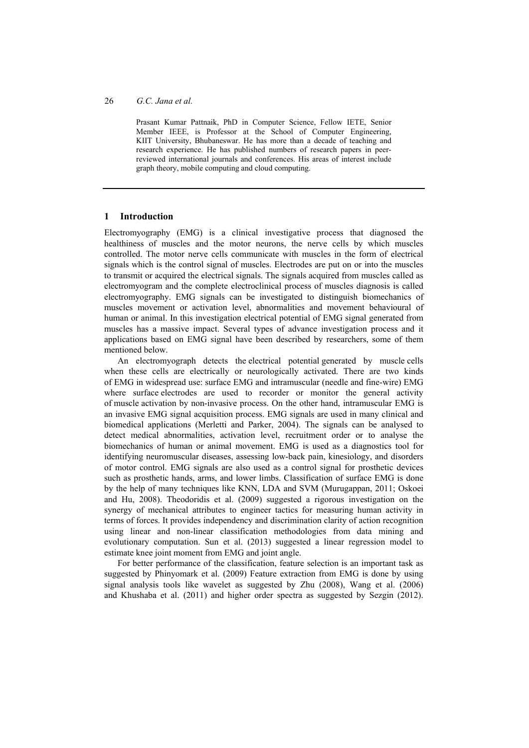Prasant Kumar Pattnaik, PhD in Computer Science, Fellow IETE, Senior Member IEEE, is Professor at the School of Computer Engineering, KIIT University, Bhubaneswar. He has more than a decade of teaching and research experience. He has published numbers of research papers in peer-reviewed international journals and conferences. His areas of interest include graph theory, mobile computing and cloud computing.

## 1 Introduction

Electromyography (EMG) is a clinical investigative process that diagnosed the healthiness of muscles and the motor neurons, the nerve cells by which muscles controlled. The motor nerve cells communicate with muscles in the form of electrical signals which is the control signal of muscles. Electrodes are put on or into the muscles to transmit or acquired the electrical signals. The signals acquired from muscles called as electromyogram and the complete electroclinical process of muscles diagnosis is called electromyography. EMG signals can be investigated to distinguish biomechanics of muscles movement or activation level, abnormalities and movement behavioural of human or animal. In this investigation electrical potential of EMG signal generated from muscles has a massive impact. Several types of advance investigation process and it applications based on EMG signal have been described by researchers, some of them mentioned below.

An electromyograph detects the electrical potential generated by muscle cells when these cells are electrically or neurologically activated. There are two kinds of EMG in widespread use: surface EMG and intramuscular (needle and fine-wire) EMG where surface electrodes are used to recorder or monitor the general activity of muscle activation by non-invasive process. On the other hand, intramuscular EMG is an invasive EMG signal acquisition process. EMG signals are used in many clinical and biomedical applications (Merletti and Parker, 2004). The signals can be analysed to detect medical abnormalities, activation level, recruitment order or to analyse the biomechanics of human or animal movement. EMG is used as a diagnostics tool for identifying neuromuscular diseases, assessing low-back pain, kinesiology, and disorders of motor control. EMG signals are also used as a control signal for prosthetic devices such as prosthetic hands, arms, and lower limbs. Classification of surface EMG is done by the help of many techniques like KNN, LDA and SVM (Murugappan, 2011; Oskoei and Hu, 2008). Theodoridis et al. (2009) suggested a rigorous investigation on the synergy of mechanical attributes to engineer tactics for measuring human activity in terms of forces. It provides independency and discrimination clarity of action recognition using linear and non-linear classification methodologies from data mining and evolutionary computation. Sun et al. (2013) suggested a linear regression model to estimate knee joint moment from EMG and joint angle.

For better performance of the classification, feature selection is an important task as suggested by Phinyomark et al. (2009) Feature extraction from EMG is done by using signal analysis tools like wavelet as suggested by Zhu (2008), Wang et al. (2006) and Khushaba et al. (2011) and higher order spectra as suggested by Sezgin (2012).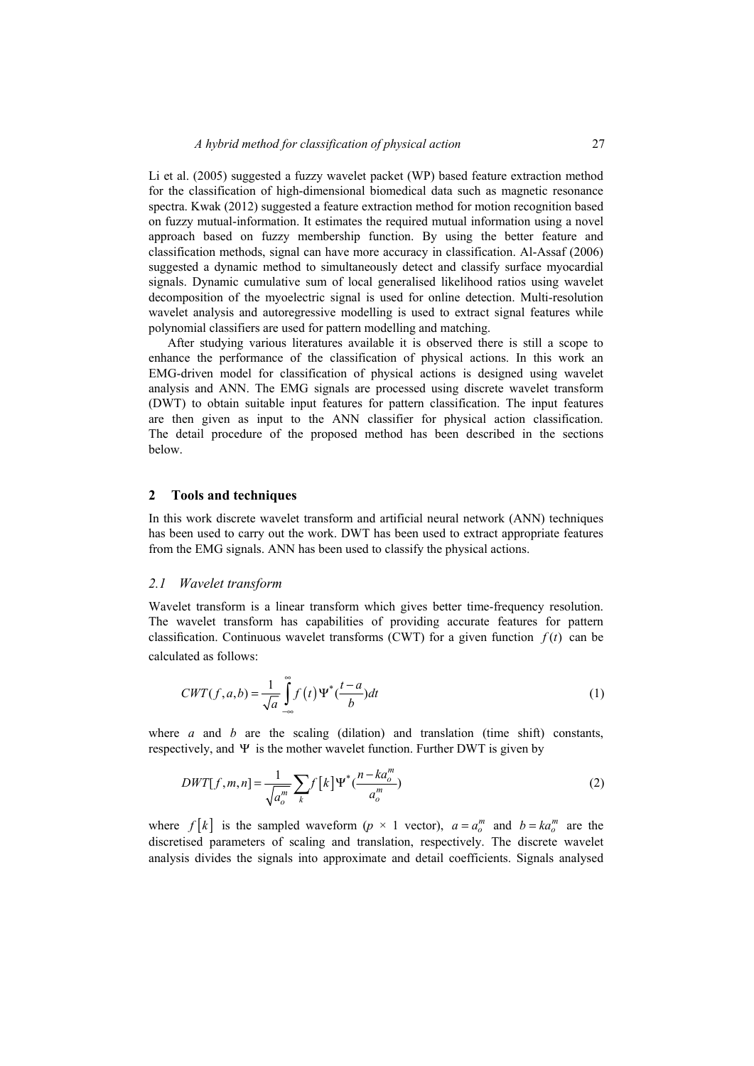Li et al. (2005) suggested a fuzzy wavelet packet (WP) based feature extraction method for the classification of high-dimensional biomedical data such as magnetic resonance spectra. Kwak (2012) suggested a feature extraction method for motion recognition based on fuzzy mutual-information. It estimates the required mutual information using a novel approach based on fuzzy membership function. By using the better feature and classification methods, signal can have more accuracy in classification. Al-Assaf (2006) suggested a dynamic method to simultaneously detect and classify surface myocardial signals. Dynamic cumulative sum of local generalised likelihood ratios using wavelet decomposition of the myoelectric signal is used for online detection. Multi-resolution wavelet analysis and autoregressive modelling is used to extract signal features while polynomial classifiers are used for pattern modelling and matching.

After studying various literatures available it is observed there is still a scope to enhance the performance of the classification of physical actions. In this work an EMG-driven model for classification of physical actions is designed using wavelet analysis and ANN. The EMG signals are processed using discrete wavelet transform (DWT) to obtain suitable input features for pattern classification. The input features are then given as input to the ANN classifier for physical action classification. The detail procedure of the proposed method has been described in the sections below.

## 2 Tools and techniques

In this work discrete wavelet transform and artificial neural network (ANN) techniques has been used to carry out the work. DWT has been used to extract appropriate features from the EMG signals. ANN has been used to classify the physical actions.

### *2.1 Wavelet transform*

Wavelet transform is a linear transform which gives better time-frequency resolution. The wavelet transform has capabilities of providing accurate features for pattern classification. Continuous wavelet transforms (CWT) for a given function $f(t)$ can be calculated as follows:

$$CWT(f,a,b) = \frac{1}{\sqrt{a}} \int_{-\infty}^{\infty} f(t) \Psi^{*}\left(\frac{t-a}{b}\right) dt \tag{1}$$

where $a$ and $b$ are the scaling (dilation) and translation (time shift) constants, respectively, and $\Psi$ is the mother wavelet function. Further DWT is given by

$$DWT[f,m,n] = \frac{1}{\sqrt{a_o^m}} \sum_k f[k] \Psi^{*}\left(\frac{n-ka_o^m}{a_o^m}\right) \tag{2}$$

where $f[k]$ is the sampled waveform ($p \times 1$ vector), $a = a_o^m$ and $b = ka_o^m$ are the discretised parameters of scaling and translation, respectively. The discrete wavelet analysis divides the signals into approximate and detail coefficients. Signals analysed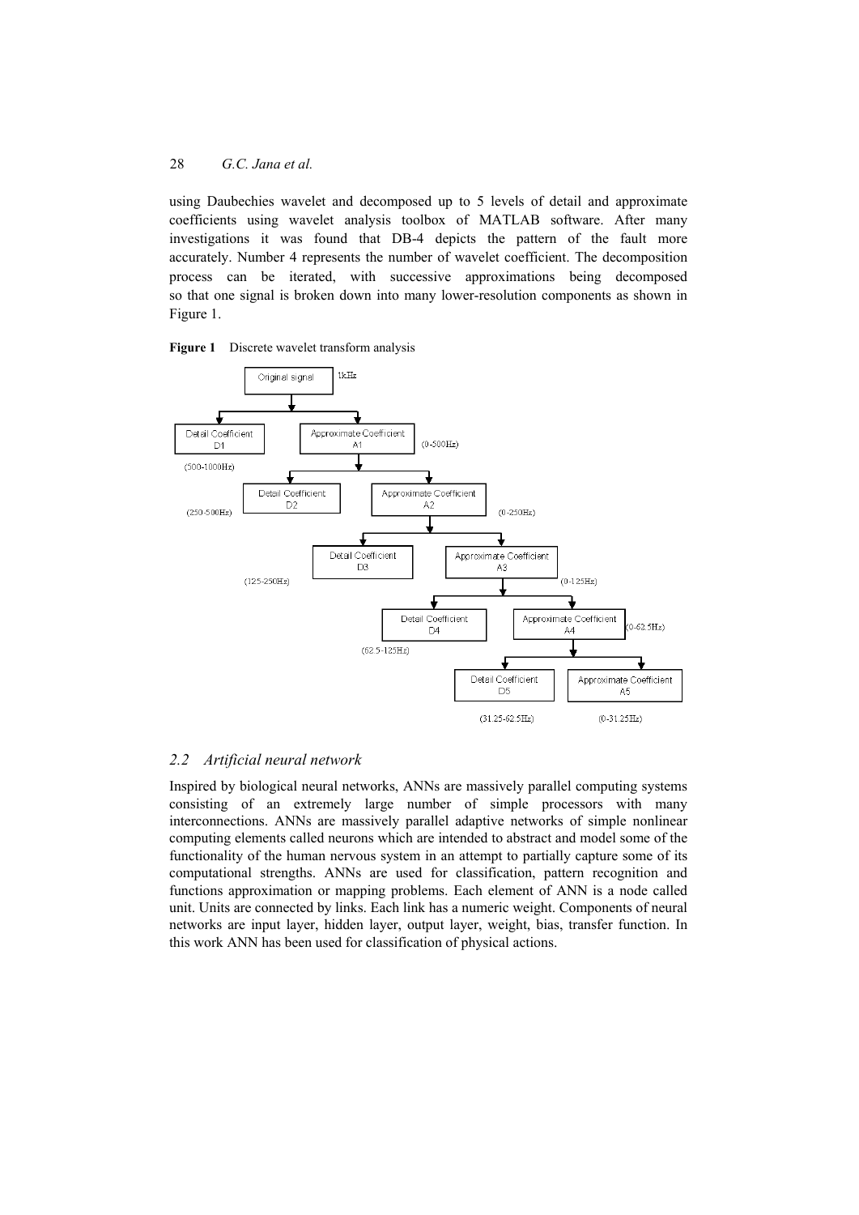using Daubechies wavelet and decomposed up to 5 levels of detail and approximate coefficients using wavelet analysis toolbox of MATLAB software. After many investigations it was found that DB-4 depicts the pattern of the fault more accurately. Number 4 represents the number of wavelet coefficient. The decomposition process can be iterated, with successive approximations being decomposed so that one signal is broken down into many lower-resolution components as shown in Figure 1.

**Figure 1** Discrete wavelet transform analysis

### 2.2 *Artificial neural network*

Inspired by biological neural networks, ANNs are massively parallel computing systems consisting of an extremely large number of simple processors with many interconnections. ANNs are massively parallel adaptive networks of simple nonlinear computing elements called neurons which are intended to abstract and model some of the functionality of the human nervous system in an attempt to partially capture some of its computational strengths. ANNs are used for classification, pattern recognition and functions approximation or mapping problems. Each element of ANN is a node called unit. Units are connected by links. Each link has a numeric weight. Components of neural networks are input layer, hidden layer, output layer, weight, bias, transfer function. In this work ANN has been used for classification of physical actions.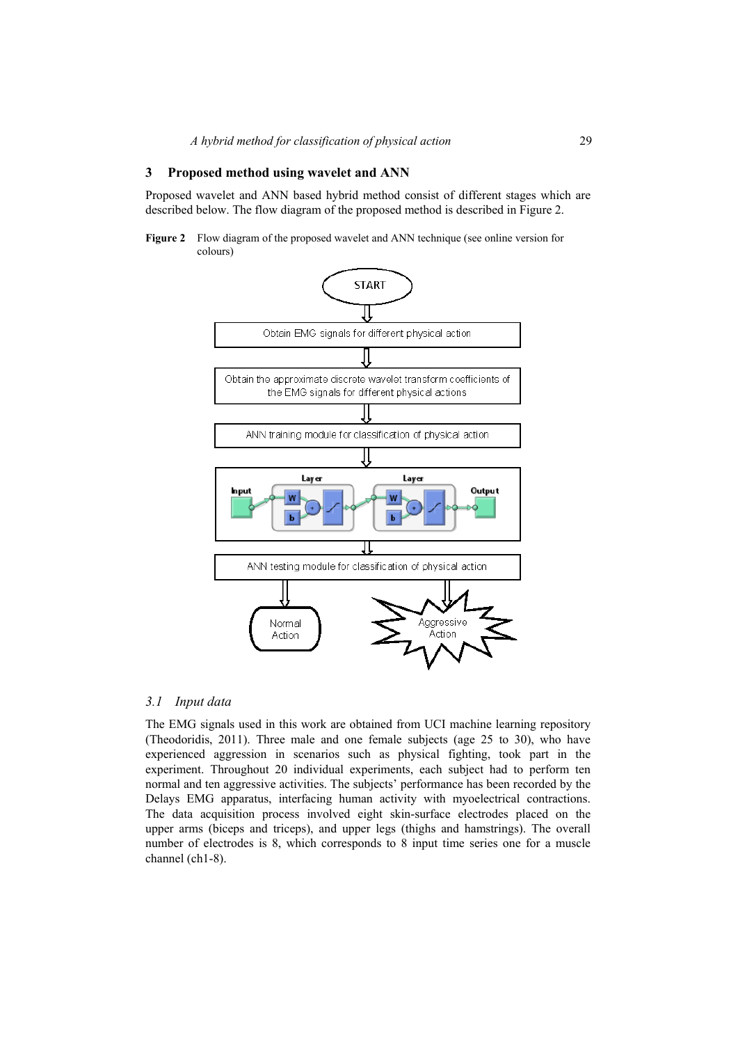## 3 Proposed method using wavelet and ANN

Proposed wavelet and ANN based hybrid method consist of different stages which are described below. The flow diagram of the proposed method is described in Figure 2.

**Figure 2** Flow diagram of the proposed wavelet and ANN technique (see online version for colours)

### 3.1 Input data

The EMG signals used in this work are obtained from UCI machine learning repository (Theodoridis, 2011). Three male and one female subjects (age 25 to 30), who have experienced aggression in scenarios such as physical fighting, took part in the experiment. Throughout 20 individual experiments, each subject had to perform ten normal and ten aggressive activities. The subjects' performance has been recorded by the Delays EMG apparatus, interfacing human activity with myoelectrical contractions. The data acquisition process involved eight skin-surface electrodes placed on the upper arms (biceps and triceps), and upper legs (thighs and hamstrings). The overall number of electrodes is 8, which corresponds to 8 input time series one for a muscle channel (ch1-8).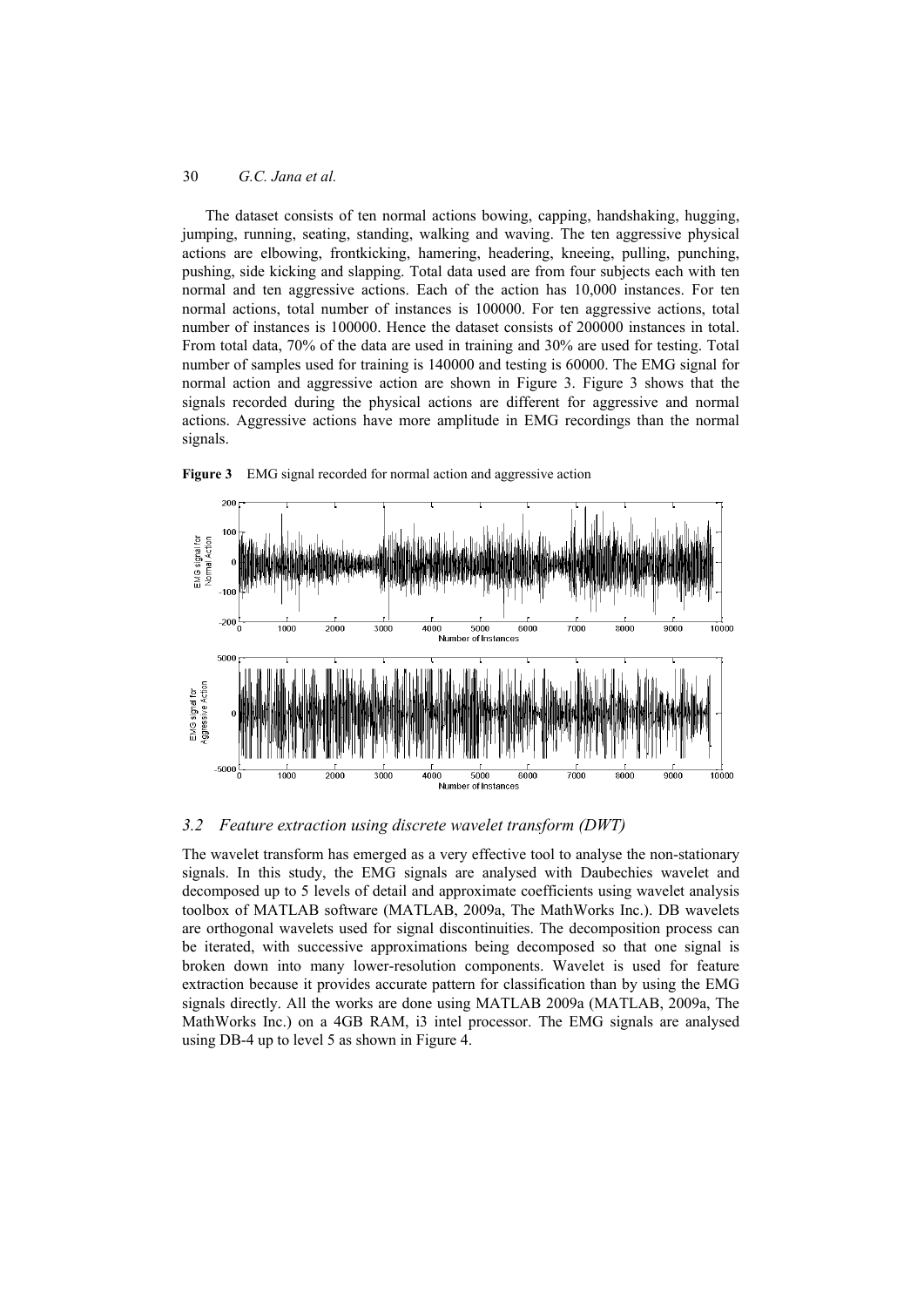The dataset consists of ten normal actions bowing, capping, handshaking, hugging, jumping, running, seating, standing, walking and waving. The ten aggressive physical actions are elbowing, frontkicking, hamering, headering, kneeing, pulling, punching, pushing, side kicking and slapping. Total data used are from four subjects each with ten normal and ten aggressive actions. Each of the action has 10,000 instances. For ten normal actions, total number of instances is 100000. For ten aggressive actions, total number of instances is 100000. Hence the dataset consists of 200000 instances in total. From total data, 70% of the data are used in training and 30% are used for testing. Total number of samples used for training is 140000 and testing is 60000. The EMG signal for normal action and aggressive action are shown in Figure 3. Figure 3 shows that the signals recorded during the physical actions are different for aggressive and normal actions. Aggressive actions have more amplitude in EMG recordings than the normal signals.

**Figure 3** EMG signal recorded for normal action and aggressive action

### 3.2 Feature extraction using discrete wavelet transform (DWT)

The wavelet transform has emerged as a very effective tool to analyse the non-stationary signals. In this study, the EMG signals are analysed with Daubechies wavelet and decomposed up to 5 levels of detail and approximate coefficients using wavelet analysis toolbox of MATLAB software (MATLAB, 2009a, The MathWorks Inc.). DB wavelets are orthogonal wavelets used for signal discontinuities. The decomposition process can be iterated, with successive approximations being decomposed so that one signal is broken down into many lower-resolution components. Wavelet is used for feature extraction because it provides accurate pattern for classification than by using the EMG signals directly. All the works are done using MATLAB 2009a (MATLAB, 2009a, The MathWorks Inc.) on a 4GB RAM, i3 intel processor. The EMG signals are analysed using DB-4 up to level 5 as shown in Figure 4.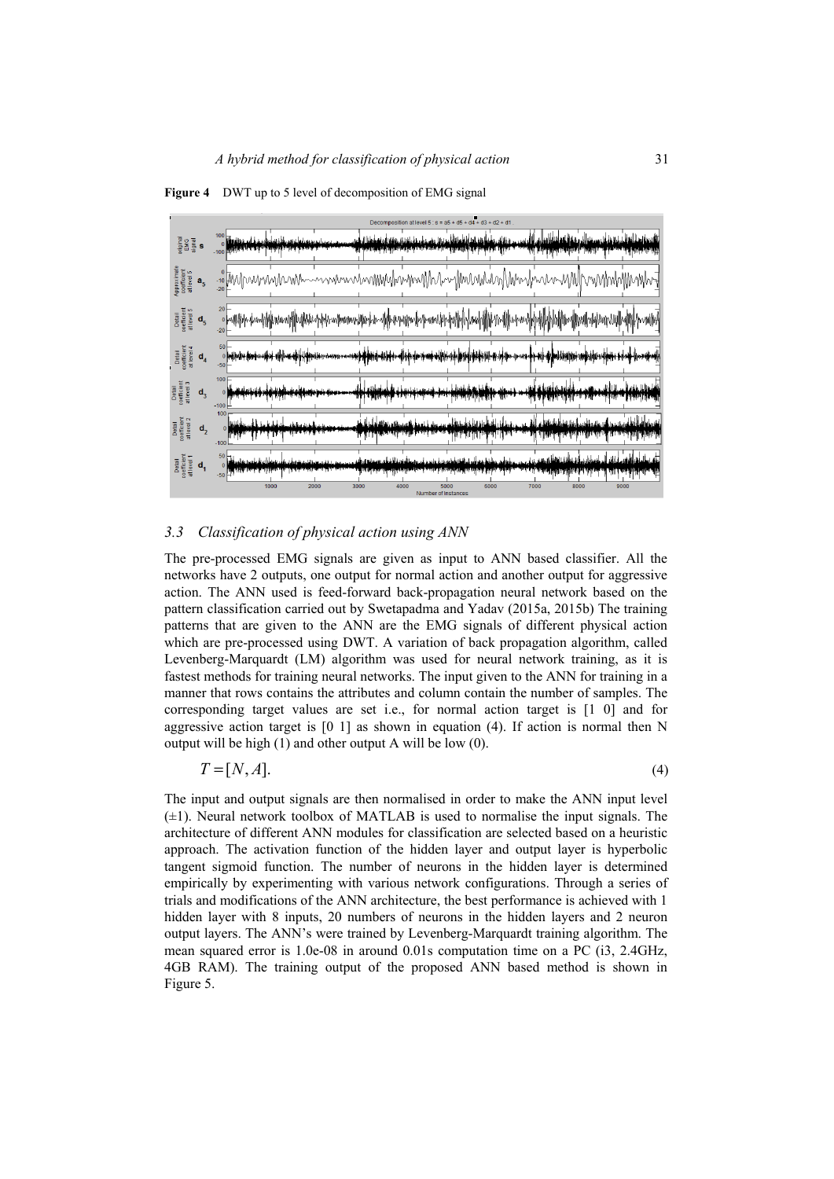**Figure 4** DWT up to 5 level of decomposition of EMG signal

### 3.3 Classification of physical action using ANN

The pre-processed EMG signals are given as input to ANN based classifier. All the networks have 2 outputs, one output for normal action and another output for aggressive action. The ANN used is feed-forward back-propagation neural network based on the pattern classification carried out by Swetapadma and Yadav (2015a, 2015b) The training patterns that are given to the ANN are the EMG signals of different physical action which are pre-processed using DWT. A variation of back propagation algorithm, called Levenberg-Marquardt (LM) algorithm was used for neural network training, as it is fastest methods for training neural networks. The input given to the ANN for training in a manner that rows contains the attributes and column contain the number of samples. The corresponding target values are set i.e., for normal action target is [1 0] and for aggressive action target is [0 1] as shown in equation (4). If action is normal then N output will be high (1) and other output A will be low (0).

$$T = [N, A]. \tag{4}$$

The input and output signals are then normalised in order to make the ANN input level (±1). Neural network toolbox of MATLAB is used to normalise the input signals. The architecture of different ANN modules for classification are selected based on a heuristic approach. The activation function of the hidden layer and output layer is hyperbolic tangent sigmoid function. The number of neurons in the hidden layer is determined empirically by experimenting with various network configurations. Through a series of trials and modifications of the ANN architecture, the best performance is achieved with 1 hidden layer with 8 inputs, 20 numbers of neurons in the hidden layers and 2 neuron output layers. The ANN's were trained by Levenberg-Marquardt training algorithm. The mean squared error is 1.0e-08 in around 0.01s computation time on a PC (i3, 2.4GHz, 4GB RAM). The training output of the proposed ANN based method is shown in Figure 5.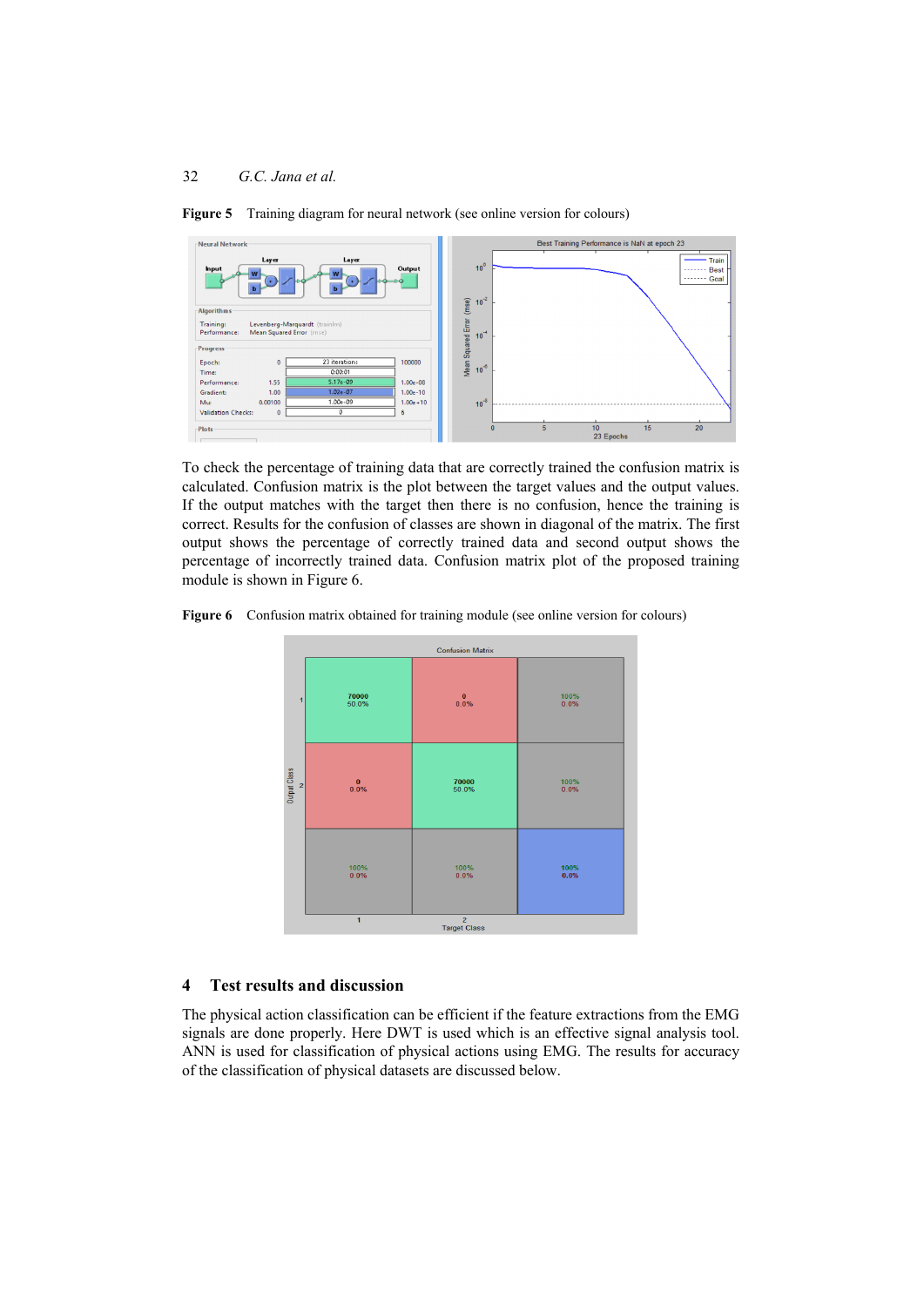**Figure 5** Training diagram for neural network (see online version for colours)

To check the percentage of training data that are correctly trained the confusion matrix is calculated. Confusion matrix is the plot between the target values and the output values. If the output matches with the target then there is no confusion, hence the training is correct. Results for the confusion of classes are shown in diagonal of the matrix. The first output shows the percentage of correctly trained data and second output shows the percentage of incorrectly trained data. Confusion matrix plot of the proposed training module is shown in Figure 6.

**Figure 6** Confusion matrix obtained for training module (see online version for colours)

## 4 Test results and discussion

The physical action classification can be efficient if the feature extractions from the EMG signals are done properly. Here DWT is used which is an effective signal analysis tool. ANN is used for classification of physical actions using EMG. The results for accuracy of the classification of physical datasets are discussed below.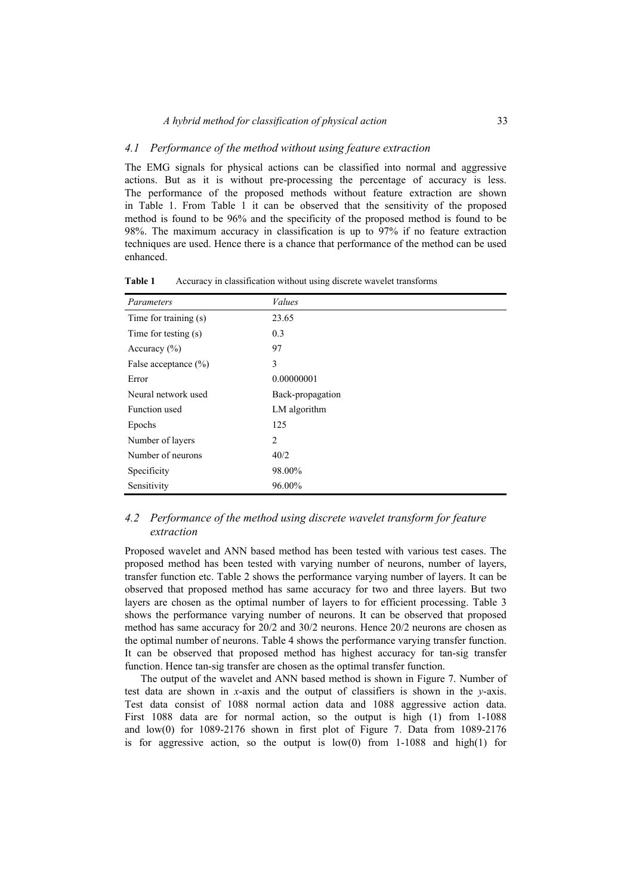### 4.1 Performance of the method without using feature extraction

The EMG signals for physical actions can be classified into normal and aggressive actions. But as it is without pre-processing the percentage of accuracy is less. The performance of the proposed methods without feature extraction are shown in Table 1. From Table 1 it can be observed that the sensitivity of the proposed method is found to be 96% and the specificity of the proposed method is found to be 98%. The maximum accuracy in classification is up to 97% if no feature extraction techniques are used. Hence there is a chance that performance of the method can be used enhanced.

**Table 1** Accuracy in classification without using discrete wavelet transforms

| *Parameters* | *Values* |
|---|---|
| Time for training (s) | 23.65 |
| Time for testing (s) | 0.3 |
| Accuracy (%) | 97 |
| False acceptance (%) | 3 |
| Error | 0.00000001 |
| Neural network used | Back-propagation |
| Function used | LM algorithm |
| Epochs | 125 |
| Number of layers | 2 |
| Number of neurons | 40/2 |
| Specificity | 98.00% |
| Sensitivity | 96.00% |

### 4.2 Performance of the method using discrete wavelet transform for feature extraction

Proposed wavelet and ANN based method has been tested with various test cases. The proposed method has been tested with varying number of neurons, number of layers, transfer function etc. Table 2 shows the performance varying number of layers. It can be observed that proposed method has same accuracy for two and three layers. But two layers are chosen as the optimal number of layers to for efficient processing. Table 3 shows the performance varying number of neurons. It can be observed that proposed method has same accuracy for 20/2 and 30/2 neurons. Hence 20/2 neurons are chosen as the optimal number of neurons. Table 4 shows the performance varying transfer function. It can be observed that proposed method has highest accuracy for tan-sig transfer function. Hence tan-sig transfer are chosen as the optimal transfer function.

The output of the wavelet and ANN based method is shown in Figure 7. Number of test data are shown in *x*-axis and the output of classifiers is shown in the *y*-axis. Test data consist of 1088 normal action data and 1088 aggressive action data. First 1088 data are for normal action, so the output is high (1) from 1-1088 and low(0) for 1089-2176 shown in first plot of Figure 7. Data from 1089-2176 is for aggressive action, so the output is low(0) from 1-1088 and high(1) for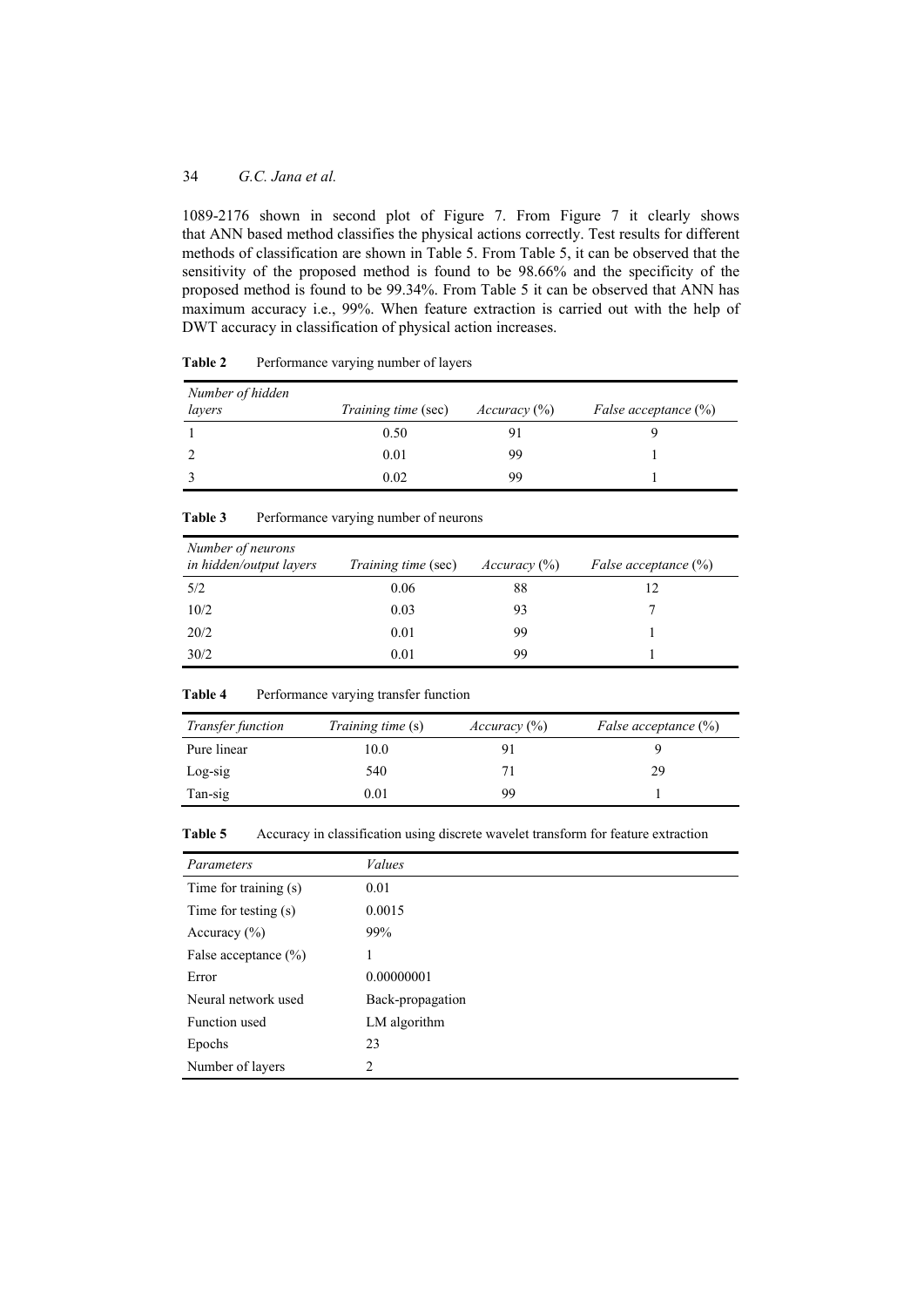1089-2176 shown in second plot of Figure 7. From Figure 7 it clearly shows that ANN based method classifies the physical actions correctly. Test results for different methods of classification are shown in Table 5. From Table 5, it can be observed that the sensitivity of the proposed method is found to be 98.66% and the specificity of the proposed method is found to be 99.34%. From Table 5 it can be observed that ANN has maximum accuracy i.e., 99%. When feature extraction is carried out with the help of DWT accuracy in classification of physical action increases.

**Table 2** Performance varying number of layers

| *Number of hidden layers* | *Training time* (sec) | *Accuracy* (%) | *False acceptance* (%) |
|---|---|---|---|
| 1 | 0.50 | 91 | 9 |
| 2 | 0.01 | 99 | 1 |
| 3 | 0.02 | 99 | 1 |

**Table 3** Performance varying number of neurons

| *Number of neurons in hidden/output layers* | *Training time* (sec) | *Accuracy* (%) | *False acceptance* (%) |
|---|---|---|---|
| 5/2 | 0.06 | 88 | 12 |
| 10/2 | 0.03 | 93 | 7 |
| 20/2 | 0.01 | 99 | 1 |
| 30/2 | 0.01 | 99 | 1 |

**Table 4** Performance varying transfer function

| *Transfer function* | *Training time* (s) | *Accuracy* (%) | *False acceptance* (%) |
|---|---|---|---|
| Pure linear | 10.0 | 91 | 9 |
| Log-sig | 540 | 71 | 29 |
| Tan-sig | 0.01 | 99 | 1 |

**Table 5** Accuracy in classification using discrete wavelet transform for feature extraction

| *Parameters* | *Values* |
|---|---|
| Time for training (s) | 0.01 |
| Time for testing (s) | 0.0015 |
| Accuracy (%) | 99% |
| False acceptance (%) | 1 |
| Error | 0.00000001 |
| Neural network used | Back-propagation |
| Function used | LM algorithm |
| Epochs | 23 |
| Number of layers | 2 |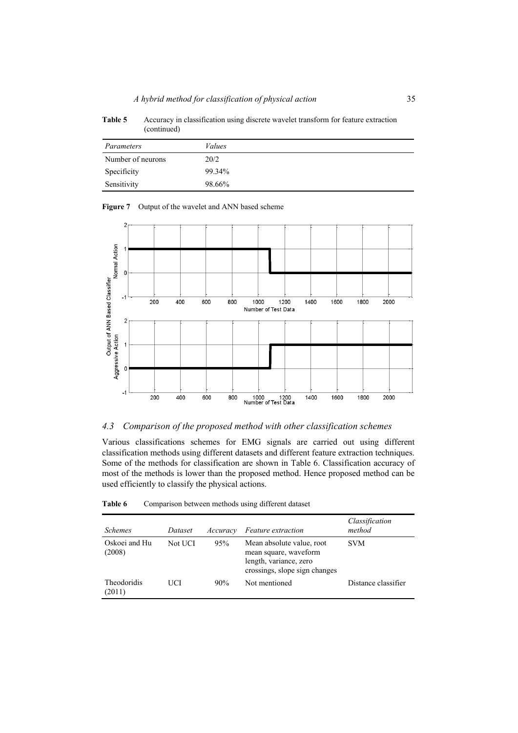**Table 5** Accuracy in classification using discrete wavelet transform for feature extraction (continued)

| *Parameters* | *Values* |
|---|---|
| Number of neurons | 20/2 |
| Specificity | 99.34% |
| Sensitivity | 98.66% |

**Figure 7** Output of the wavelet and ANN based scheme

### *4.3 Comparison of the proposed method with other classification schemes*

Various classifications schemes for EMG signals are carried out using different classification methods using different datasets and different feature extraction techniques. Some of the methods for classification are shown in Table 6. Classification accuracy of most of the methods is lower than the proposed method. Hence proposed method can be used efficiently to classify the physical actions.

**Table 6** Comparison between methods using different dataset

| *Schemes* | *Dataset* | *Accuracy* | *Feature extraction* | *Classification method* |
|---|---|---|---|---|
| Oskoei and Hu (2008) | Not UCI | 95% | Mean absolute value, root mean square, waveform length, variance, zero crossings, slope sign changes | SVM |
| Theodoridis (2011) | UCI | 90% | Not mentioned | Distance classifier |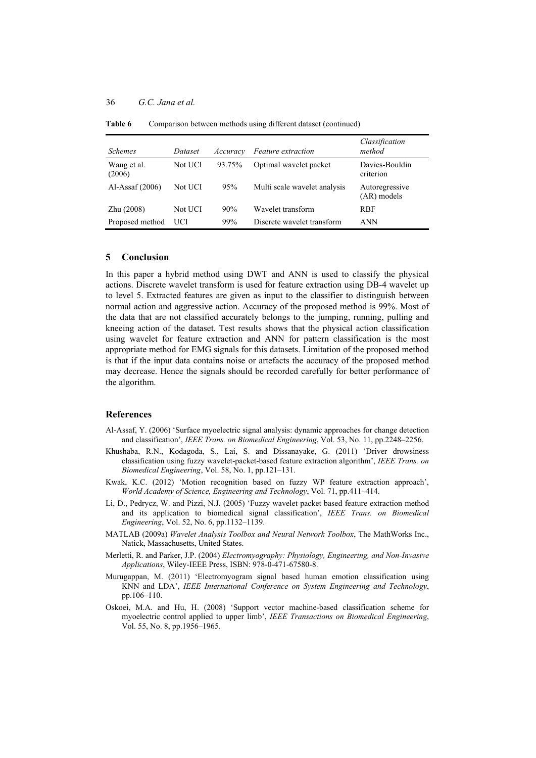**Table 6** Comparison between methods using different dataset (continued)

| *Schemes* | *Dataset* | *Accuracy* | *Feature extraction* | *Classification method* |
|---|---|---|---|---|
| Wang et al. (2006) | Not UCI | 93.75% | Optimal wavelet packet | Davies-Bouldin criterion |
| Al-Assaf (2006) | Not UCI | 95% | Multi scale wavelet analysis | Autoregressive (AR) models |
| Zhu (2008) | Not UCI | 90% | Wavelet transform | RBF |
| Proposed method | UCI | 99% | Discrete wavelet transform | ANN |

## 5 Conclusion

In this paper a hybrid method using DWT and ANN is used to classify the physical actions. Discrete wavelet transform is used for feature extraction using DB-4 wavelet up to level 5. Extracted features are given as input to the classifier to distinguish between normal action and aggressive action. Accuracy of the proposed method is 99%. Most of the data that are not classified accurately belongs to the jumping, running, pulling and kneeing action of the dataset. Test results shows that the physical action classification using wavelet for feature extraction and ANN for pattern classification is the most appropriate method for EMG signals for this datasets. Limitation of the proposed method is that if the input data contains noise or artefacts the accuracy of the proposed method may decrease. Hence the signals should be recorded carefully for better performance of the algorithm.

## References

Al-Assaf, Y. (2006) 'Surface myoelectric signal analysis: dynamic approaches for change detection and classification', *IEEE Trans. on Biomedical Engineering*, Vol. 53, No. 11, pp.2248–2256.

Khushaba, R.N., Kodagoda, S., Lai, S. and Dissanayake, G. (2011) 'Driver drowsiness classification using fuzzy wavelet-packet-based feature extraction algorithm', *IEEE Trans. on Biomedical Engineering*, Vol. 58, No. 1, pp.121–131.

Kwak, K.C. (2012) 'Motion recognition based on fuzzy WP feature extraction approach', *World Academy of Science, Engineering and Technology*, Vol. 71, pp.411–414.

Li, D., Pedrycz, W. and Pizzi, N.J. (2005) 'Fuzzy wavelet packet based feature extraction method and its application to biomedical signal classification', *IEEE Trans. on Biomedical Engineering*, Vol. 52, No. 6, pp.1132–1139.

MATLAB (2009a) *Wavelet Analysis Toolbox and Neural Network Toolbox*, The MathWorks Inc., Natick, Massachusetts, United States.

Merletti, R. and Parker, J.P. (2004) *Electromyography: Physiology, Engineering, and Non-Invasive Applications*, Wiley-IEEE Press, ISBN: 978-0-471-67580-8.

Murugappan, M. (2011) 'Electromyogram signal based human emotion classification using KNN and LDA', *IEEE International Conference on System Engineering and Technology*, pp.106–110.

Oskoei, M.A. and Hu, H. (2008) 'Support vector machine-based classification scheme for myoelectric control applied to upper limb', *IEEE Transactions on Biomedical Engineering*, Vol. 55, No. 8, pp.1956–1965.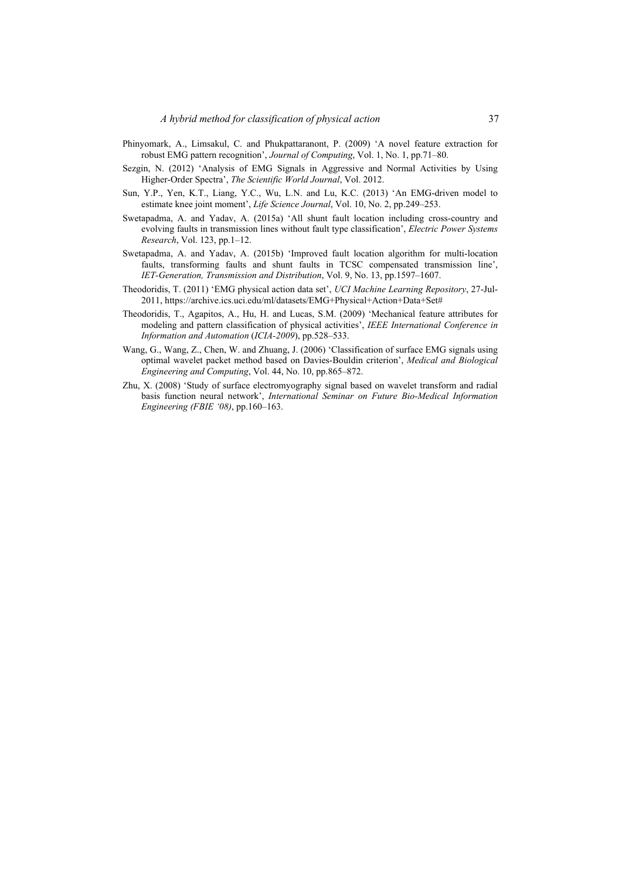Phinyomark, A., Limsakul, C. and Phukpattaranont, P. (2009) 'A novel feature extraction for robust EMG pattern recognition', *Journal of Computing*, Vol. 1, No. 1, pp.71–80.

Sezgin, N. (2012) 'Analysis of EMG Signals in Aggressive and Normal Activities by Using Higher-Order Spectra', *The Scientific World Journal*, Vol. 2012.

Sun, Y.P., Yen, K.T., Liang, Y.C., Wu, L.N. and Lu, K.C. (2013) 'An EMG-driven model to estimate knee joint moment', *Life Science Journal*, Vol. 10, No. 2, pp.249–253.

Swetapadma, A. and Yadav, A. (2015a) 'All shunt fault location including cross-country and evolving faults in transmission lines without fault type classification', *Electric Power Systems Research*, Vol. 123, pp.1–12.

Swetapadma, A. and Yadav, A. (2015b) 'Improved fault location algorithm for multi-location faults, transforming faults and shunt faults in TCSC compensated transmission line', *IET-Generation, Transmission and Distribution*, Vol. 9, No. 13, pp.1597–1607.

Theodoridis, T. (2011) 'EMG physical action data set', *UCI Machine Learning Repository*, 27-Jul-2011, https://archive.ics.uci.edu/ml/datasets/EMG+Physical+Action+Data+Set#

Theodoridis, T., Agapitos, A., Hu, H. and Lucas, S.M. (2009) 'Mechanical feature attributes for modeling and pattern classification of physical activities', *IEEE International Conference in Information and Automation* (*ICIA-2009*), pp.528–533.

Wang, G., Wang, Z., Chen, W. and Zhuang, J. (2006) 'Classification of surface EMG signals using optimal wavelet packet method based on Davies-Bouldin criterion', *Medical and Biological Engineering and Computing*, Vol. 44, No. 10, pp.865–872.

Zhu, X. (2008) 'Study of surface electromyography signal based on wavelet transform and radial basis function neural network', *International Seminar on Future Bio-Medical Information Engineering (FBIE '08)*, pp.160–163.